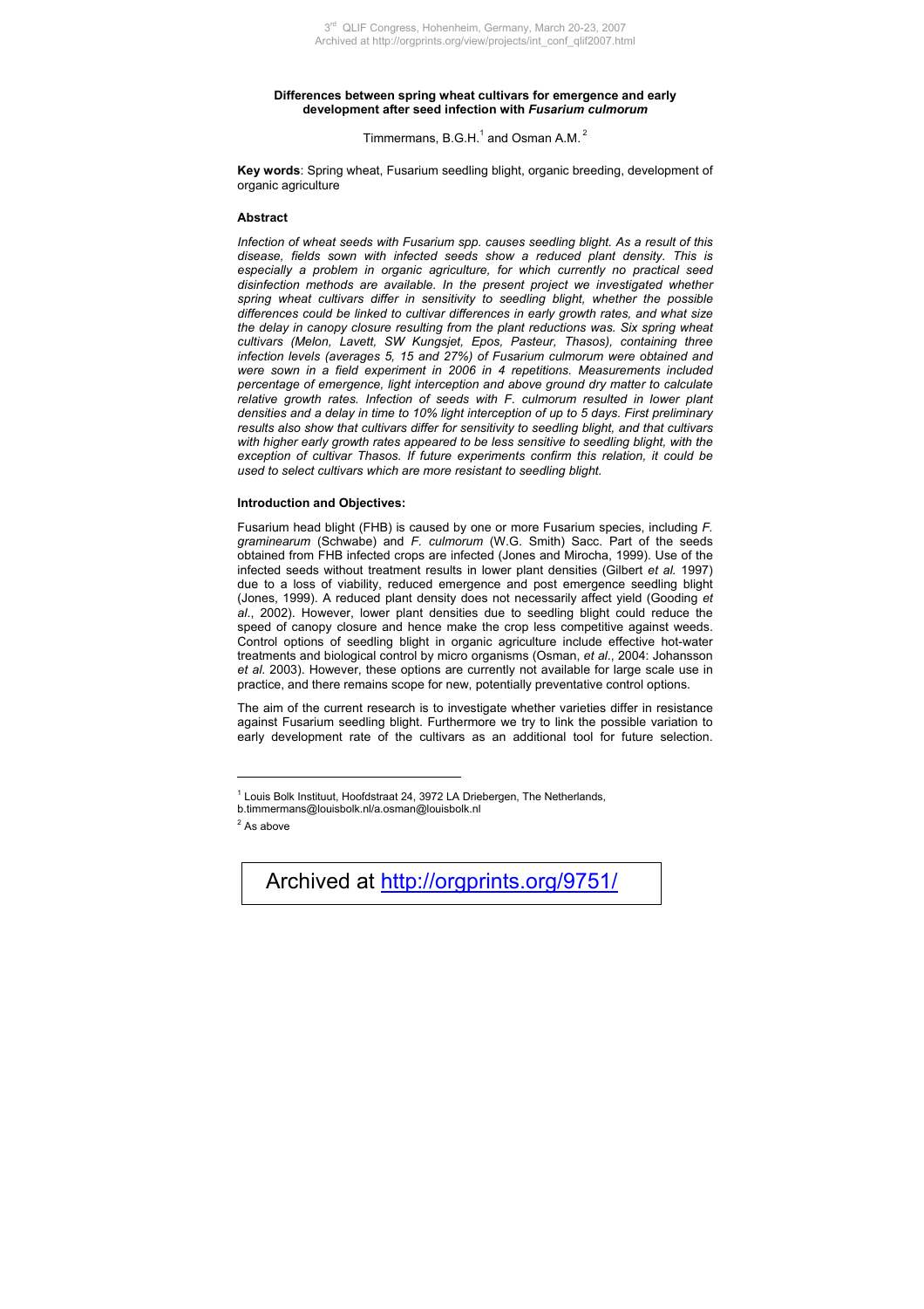**Differences between spring wheat cultivars for emergence and early development after seed infection with *Fusarium culmorum***

Timmermans, B.G.H.[1] and Osman A.M.[2]

**Key words**: Spring wheat, Fusarium seedling blight, organic breeding, development of organic agriculture

## Abstract

*Infection of wheat seeds with Fusarium spp. causes seedling blight. As a result of this disease, fields sown with infected seeds show a reduced plant density. This is especially a problem in organic agriculture, for which currently no practical seed disinfection methods are available. In the present project we investigated whether spring wheat cultivars differ in sensitivity to seedling blight, whether the possible differences could be linked to cultivar differences in early growth rates, and what size the delay in canopy closure resulting from the plant reductions was. Six spring wheat cultivars (Melon, Lavett, SW Kungsjet, Epos, Pasteur, Thasos), containing three infection levels (averages 5, 15 and 27%) of Fusarium culmorum were obtained and were sown in a field experiment in 2006 in 4 repetitions. Measurements included percentage of emergence, light interception and above ground dry matter to calculate relative growth rates. Infection of seeds with F. culmorum resulted in lower plant densities and a delay in time to 10% light interception of up to 5 days. First preliminary results also show that cultivars differ for sensitivity to seedling blight, and that cultivars with higher early growth rates appeared to be less sensitive to seedling blight, with the exception of cultivar Thasos. If future experiments confirm this relation, it could be used to select cultivars which are more resistant to seedling blight.*

## Introduction and Objectives:

Fusarium head blight (FHB) is caused by one or more Fusarium species, including *F. graminearum* (Schwabe) and *F. culmorum* (W.G. Smith) Sacc. Part of the seeds obtained from FHB infected crops are infected (Jones and Mirocha, 1999). Use of the infected seeds without treatment results in lower plant densities (Gilbert *et al.* 1997) due to a loss of viability, reduced emergence and post emergence seedling blight (Jones, 1999). A reduced plant density does not necessarily affect yield (Gooding *et al.*, 2002). However, lower plant densities due to seedling blight could reduce the speed of canopy closure and hence make the crop less competitive against weeds. Control options of seedling blight in organic agriculture include effective hot-water treatments and biological control by micro organisms (Osman, *et al.*, 2004: Johansson *et al.* 2003). However, these options are currently not available for large scale use in practice, and there remains scope for new, potentially preventative control options.

The aim of the current research is to investigate whether varieties differ in resistance against Fusarium seedling blight. Furthermore we try to link the possible variation to early development rate of the cultivars as an additional tool for future selection.

---

[1] Louis Bolk Instituut, Hoofdstraat 24, 3972 LA Driebergen, The Netherlands, b.timmermans@louisbolk.nl/a.osman@louisbolk.nl

[2] As above

Archived at http://orgprints.org/9751/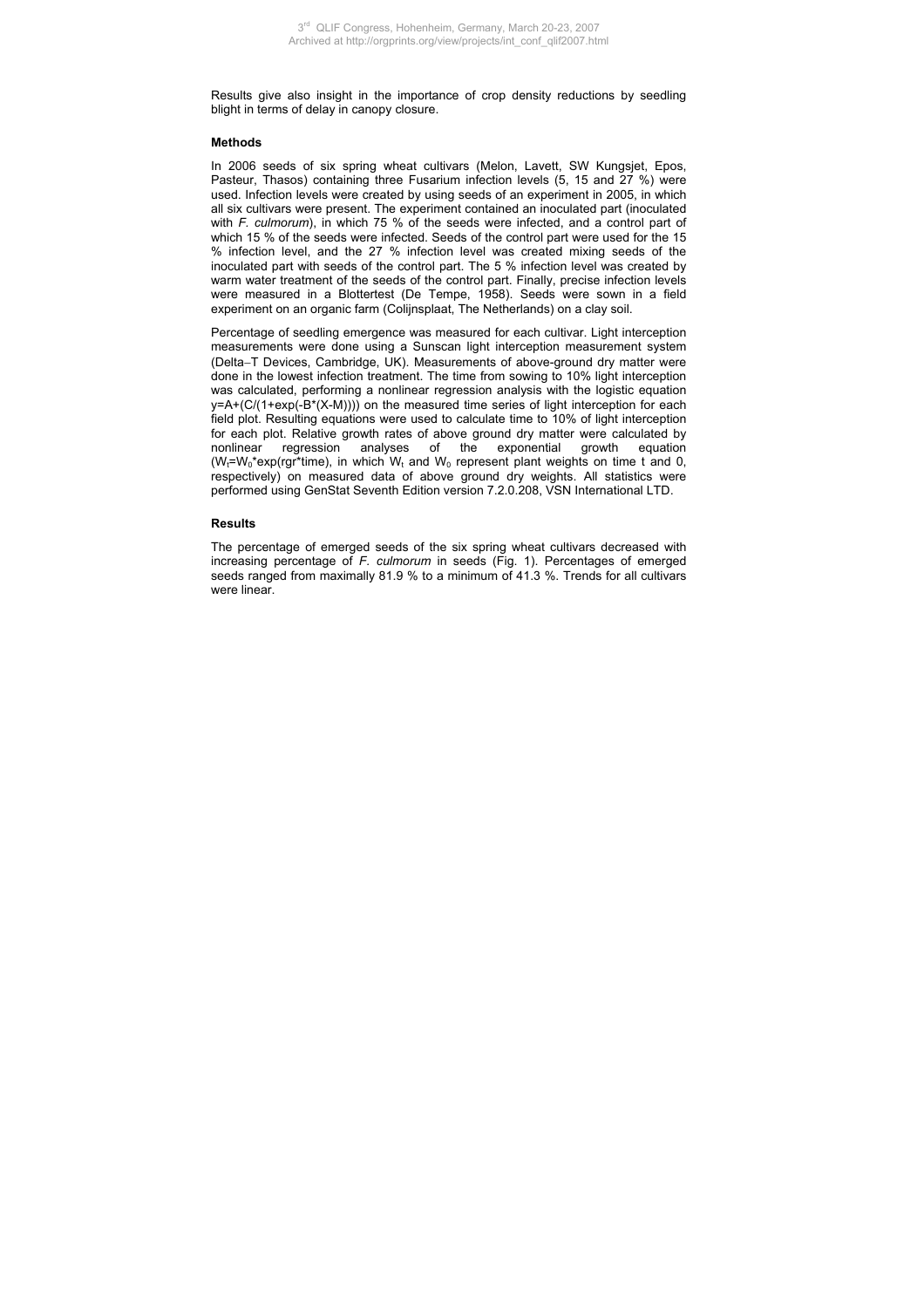Results give also insight in the importance of crop density reductions by seedling blight in terms of delay in canopy closure.

**Methods**

In 2006 seeds of six spring wheat cultivars (Melon, Lavett, SW Kungsjet, Epos, Pasteur, Thasos) containing three Fusarium infection levels (5, 15 and 27 %) were used. Infection levels were created by using seeds of an experiment in 2005, in which all six cultivars were present. The experiment contained an inoculated part (inoculated with *F. culmorum*), in which 75 % of the seeds were infected, and a control part of which 15 % of the seeds were infected. Seeds of the control part were used for the 15 % infection level, and the 27 % infection level was created mixing seeds of the inoculated part with seeds of the control part. The 5 % infection level was created by warm water treatment of the seeds of the control part. Finally, precise infection levels were measured in a Blottertest (De Tempe, 1958). Seeds were sown in a field experiment on an organic farm (Colijnsplaat, The Netherlands) on a clay soil.

Percentage of seedling emergence was measured for each cultivar. Light interception measurements were done using a Sunscan light interception measurement system (Delta–T Devices, Cambridge, UK). Measurements of above-ground dry matter were done in the lowest infection treatment. The time from sowing to 10% light interception was calculated, performing a nonlinear regression analysis with the logistic equation $y=A+(C/(1+\exp(-B*(X-M))))$ on the measured time series of light interception for each field plot. Resulting equations were used to calculate time to 10% of light interception for each plot. Relative growth rates of above ground dry matter were calculated by nonlinear regression analyses of the exponential growth equation ($W_t=W_0*\exp(rgr*time)$, in which $W_t$ and $W_0$ represent plant weights on time t and 0, respectively) on measured data of above ground dry weights. All statistics were performed using GenStat Seventh Edition version 7.2.0.208, VSN International LTD.

**Results**

The percentage of emerged seeds of the six spring wheat cultivars decreased with increasing percentage of *F. culmorum* in seeds (Fig. 1). Percentages of emerged seeds ranged from maximally 81.9 % to a minimum of 41.3 %. Trends for all cultivars were linear.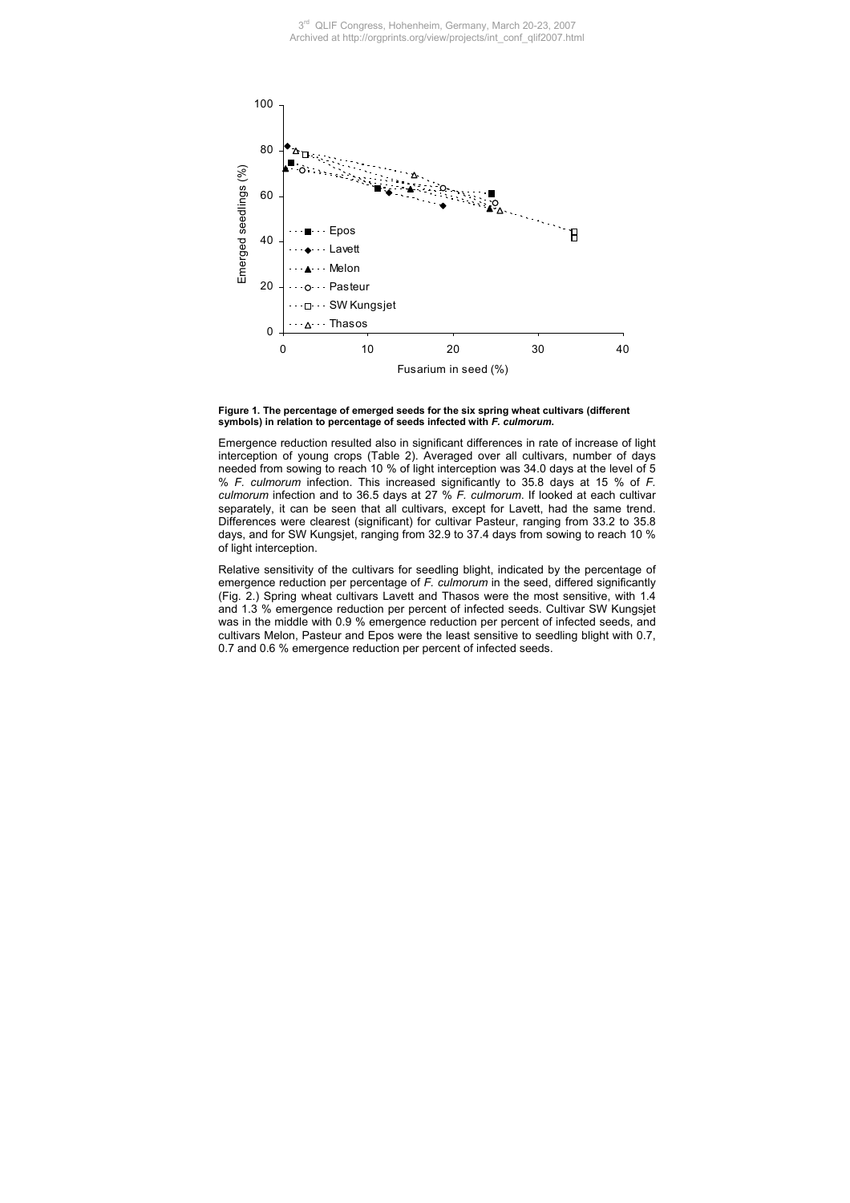**Figure 1. The percentage of emerged seeds for the six spring wheat cultivars (different symbols) in relation to percentage of seeds infected with *F. culmorum*.**

Emergence reduction resulted also in significant differences in rate of increase of light interception of young crops (Table 2). Averaged over all cultivars, number of days needed from sowing to reach 10 % of light interception was 34.0 days at the level of 5 % *F. culmorum* infection. This increased significantly to 35.8 days at 15 % of *F. culmorum* infection and to 36.5 days at 27 % *F. culmorum*. If looked at each cultivar separately, it can be seen that all cultivars, except for Lavett, had the same trend. Differences were clearest (significant) for cultivar Pasteur, ranging from 33.2 to 35.8 days, and for SW Kungsjet, ranging from 32.9 to 37.4 days from sowing to reach 10 % of light interception.

Relative sensitivity of the cultivars for seedling blight, indicated by the percentage of emergence reduction per percentage of *F. culmorum* in the seed, differed significantly (Fig. 2.) Spring wheat cultivars Lavett and Thasos were the most sensitive, with 1.4 and 1.3 % emergence reduction per percent of infected seeds. Cultivar SW Kungsjet was in the middle with 0.9 % emergence reduction per percent of infected seeds, and cultivars Melon, Pasteur and Epos were the least sensitive to seedling blight with 0.7, 0.7 and 0.6 % emergence reduction per percent of infected seeds.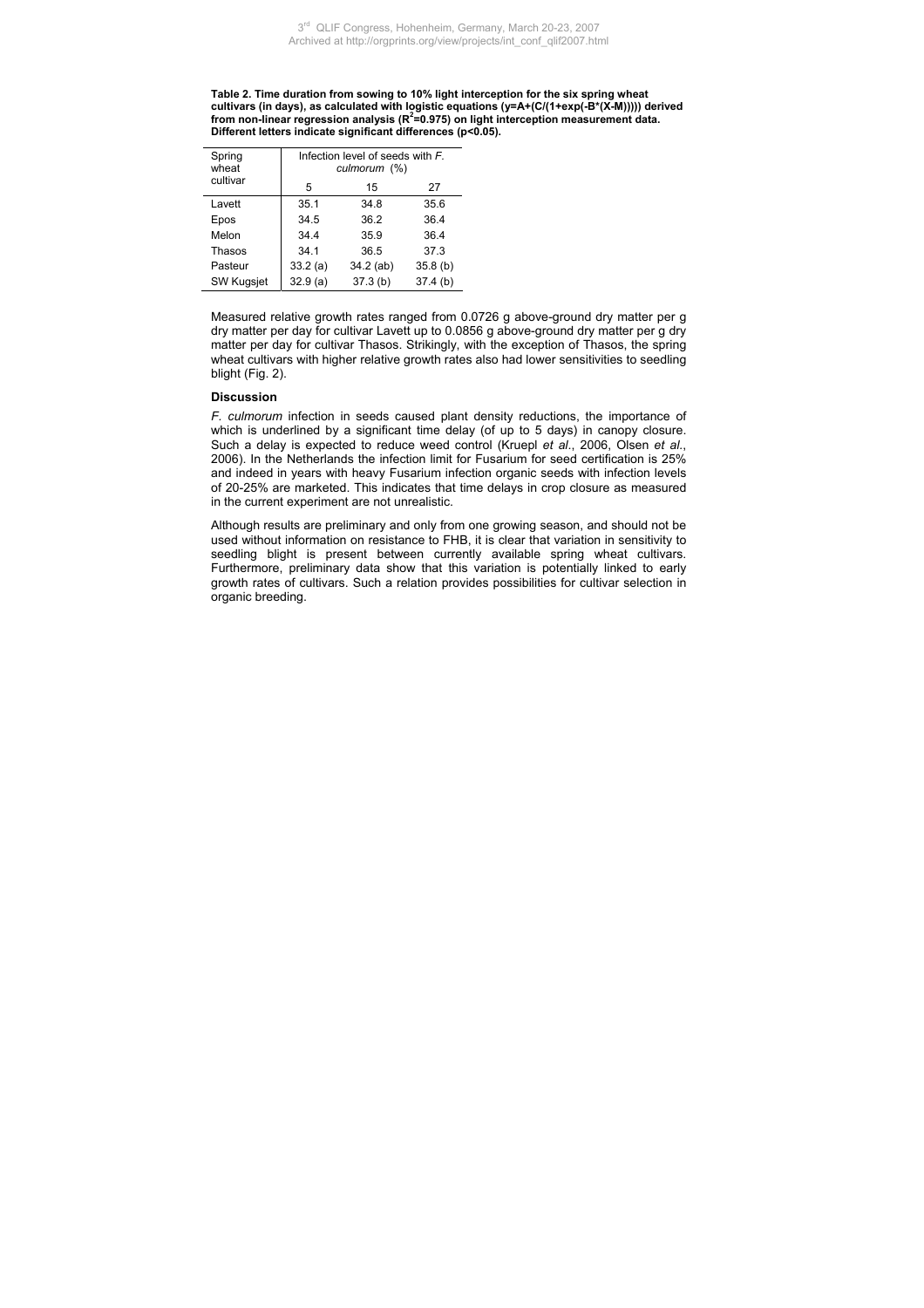**Table 2. Time duration from sowing to 10% light interception for the six spring wheat cultivars (in days), as calculated with logistic equations ($y=A+(C/(1+\exp(-B*(X-M))))$) derived from non-linear regression analysis ($R^2$=0.975) on light interception measurement data. Different letters indicate significant differences ($p<0.05$).**

| Spring wheat cultivar | Infection level of seeds with *F. culmorum* (%) | | |
|---|---|---|---|
| | 5 | 15 | 27 |
| Lavett | 35.1 | 34.8 | 35.6 |
| Epos | 34.5 | 36.2 | 36.4 |
| Melon | 34.4 | 35.9 | 36.4 |
| Thasos | 34.1 | 36.5 | 37.3 |
| Pasteur | 33.2 (a) | 34.2 (ab) | 35.8 (b) |
| SW Kugsjet | 32.9 (a) | 37.3 (b) | 37.4 (b) |

Measured relative growth rates ranged from 0.0726 g above-ground dry matter per g dry matter per day for cultivar Lavett up to 0.0856 g above-ground dry matter per g dry matter per day for cultivar Thasos. Strikingly, with the exception of Thasos, the spring wheat cultivars with higher relative growth rates also had lower sensitivities to seedling blight (Fig. 2).

### Discussion

*F. culmorum* infection in seeds caused plant density reductions, the importance of which is underlined by a significant time delay (of up to 5 days) in canopy closure. Such a delay is expected to reduce weed control (Kruepl *et al.*, 2006, Olsen *et al.*, 2006). In the Netherlands the infection limit for Fusarium for seed certification is 25% and indeed in years with heavy Fusarium infection organic seeds with infection levels of 20-25% are marketed. This indicates that time delays in crop closure as measured in the current experiment are not unrealistic.

Although results are preliminary and only from one growing season, and should not be used without information on resistance to FHB, it is clear that variation in sensitivity to seedling blight is present between currently available spring wheat cultivars. Furthermore, preliminary data show that this variation is potentially linked to early growth rates of cultivars. Such a relation provides possibilities for cultivar selection in organic breeding.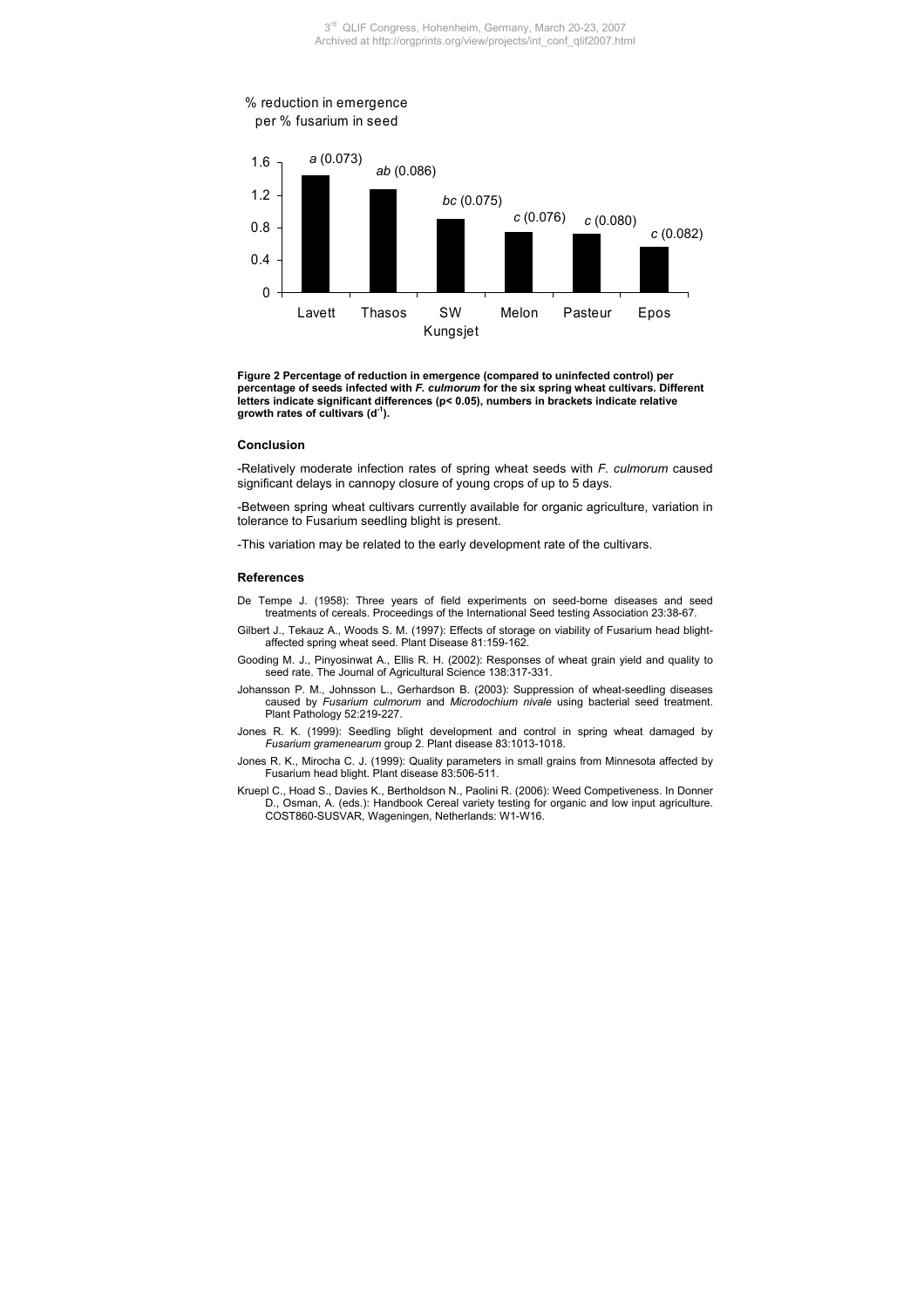% reduction in emergence per % fusarium in seed

| Cultivar | Value (approx.) | Significance (relative growth rate) |
|---|---|---|
| Lavett | 1.43 | *a* (0.073) |
| Thasos | 1.27 | *ab* (0.086) |
| SW Kungsjet | 0.90 | *bc* (0.075) |
| Melon | 0.74 | *c* (0.076) |
| Pasteur | 0.72 | *c* (0.080) |
| Epos | 0.56 | *c* (0.082) |

**Figure 2 Percentage of reduction in emergence (compared to uninfected control) per percentage of seeds infected with *F. culmorum* for the six spring wheat cultivars. Different letters indicate significant differences ($p < 0.05$), numbers in brackets indicate relative growth rates of cultivars ($d^{-1}$).**

### Conclusion

-Relatively moderate infection rates of spring wheat seeds with *F. culmorum* caused significant delays in cannopy closure of young crops of up to 5 days.

-Between spring wheat cultivars currently available for organic agriculture, variation in tolerance to Fusarium seedling blight is present.

-This variation may be related to the early development rate of the cultivars.

### References

De Tempe J. (1958): Three years of field experiments on seed-borne diseases and seed treatments of cereals. Proceedings of the International Seed testing Association 23:38-67.

Gilbert J., Tekauz A., Woods S. M. (1997): Effects of storage on viability of Fusarium head blight-affected spring wheat seed. Plant Disease 81:159-162.

Gooding M. J., Pinyosinwat A., Ellis R. H. (2002): Responses of wheat grain yield and quality to seed rate. The Journal of Agricultural Science 138:317-331.

Johansson P. M., Johnsson L., Gerhardson B. (2003): Suppression of wheat-seedling diseases caused by *Fusarium culmorum* and *Microdochium nivale* using bacterial seed treatment. Plant Pathology 52:219-227.

Jones R. K. (1999): Seedling blight development and control in spring wheat damaged by *Fusarium gramenearum* group 2. Plant disease 83:1013-1018.

Jones R. K., Mirocha C. J. (1999): Quality parameters in small grains from Minnesota affected by Fusarium head blight. Plant disease 83:506-511.

Kruepl C., Hoad S., Davies K., Bertholdson N., Paolini R. (2006): Weed Competiveness. In Donner D., Osman, A. (eds.): Handbook Cereal variety testing for organic and low input agriculture. COST860-SUSVAR, Wageningen, Netherlands: W1-W16.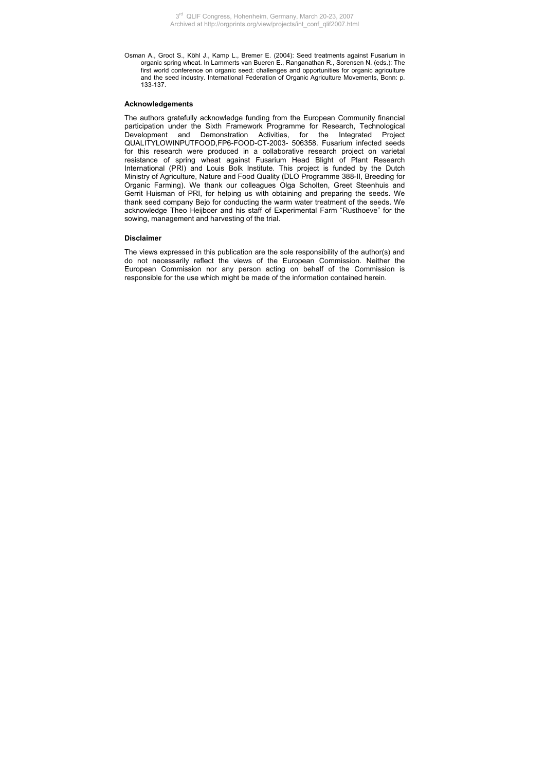Osman A., Groot S., Köhl J., Kamp L., Bremer E. (2004): Seed treatments against Fusarium in organic spring wheat. In Lammerts van Bueren E., Ranganathan R., Sorensen N. (eds.): The first world conference on organic seed: challenges and opportunities for organic agriculture and the seed industry. International Federation of Organic Agriculture Movements, Bonn: p. 133-137.

### Acknowledgements

The authors gratefully acknowledge funding from the European Community financial participation under the Sixth Framework Programme for Research, Technological Development and Demonstration Activities, for the Integrated Project QUALITYLOWINPUTFOOD,FP6-FOOD-CT-2003- 506358. Fusarium infected seeds for this research were produced in a collaborative research project on varietal resistance of spring wheat against Fusarium Head Blight of Plant Research International (PRI) and Louis Bolk Institute. This project is funded by the Dutch Ministry of Agriculture, Nature and Food Quality (DLO Programme 388-II, Breeding for Organic Farming). We thank our colleagues Olga Scholten, Greet Steenhuis and Gerrit Huisman of PRI, for helping us with obtaining and preparing the seeds. We thank seed company Bejo for conducting the warm water treatment of the seeds. We acknowledge Theo Heijboer and his staff of Experimental Farm "Rusthoeve" for the sowing, management and harvesting of the trial.

### Disclaimer

The views expressed in this publication are the sole responsibility of the author(s) and do not necessarily reflect the views of the European Commission. Neither the European Commission nor any person acting on behalf of the Commission is responsible for the use which might be made of the information contained herein.